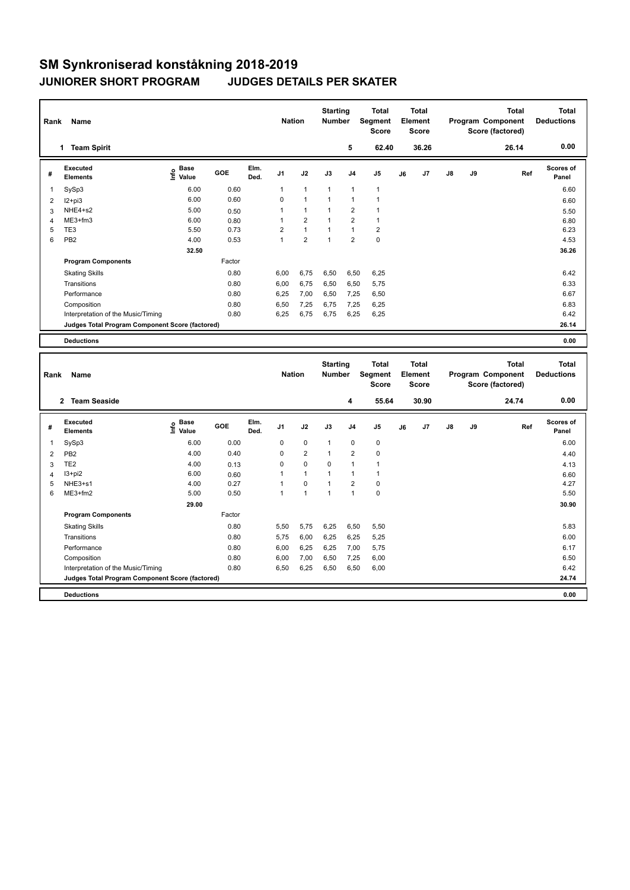# SM Synkroniserad konståkning 2018-2019

## JUNIORER SHORT PROGRAM JUDGES DETAILS PER SKATER

| Rank | Name | Nation | Starting Number | Total Segment Score | Total Element Score | Total Program Component Score (factored) | Total Deductions |
|---|---|---|---|---|---|---|---|
| 1 | Team Spirit | | 5 | 62.40 | 36.26 | 26.14 | 0.00 |

| # | Executed Elements | Info | Base Value | GOE | Elm. Ded. | J1 | J2 | J3 | J4 | J5 | J6 | J7 | J8 | J9 | Ref | Scores of Panel |
|---|---|---|---|---|---|---|---|---|---|---|---|---|---|---|---|---|
| 1 | SySp3 | | 6.00 | 0.60 | | 1 | 1 | 1 | 1 | 1 | | | | | | 6.60 |
| 2 | I2+pi3 | | 6.00 | 0.60 | | 0 | 1 | 1 | 1 | 1 | | | | | | 6.60 |
| 3 | NHE4+s2 | | 5.00 | 0.50 | | 1 | 1 | 1 | 2 | 1 | | | | | | 5.50 |
| 4 | ME3+fm3 | | 6.00 | 0.80 | | 1 | 2 | 1 | 2 | 1 | | | | | | 6.80 |
| 5 | TE3 | | 5.50 | 0.73 | | 2 | 1 | 1 | 1 | 2 | | | | | | 6.23 |
| 6 | PB2 | | 4.00 | 0.53 | | 1 | 2 | 1 | 2 | 0 | | | | | | 4.53 |
| | | | 32.50 | | | | | | | | | | | | | 36.26 |
| | **Program Components** | | | Factor | | | | | | | | | | | | |
| | Skating Skills | | | 0.80 | | 6,00 | 6,75 | 6,50 | 6,50 | 6,25 | | | | | | 6.42 |
| | Transitions | | | 0.80 | | 6,00 | 6,75 | 6,50 | 6,50 | 5,75 | | | | | | 6.33 |
| | Performance | | | 0.80 | | 6,25 | 7,00 | 6,50 | 7,25 | 6,50 | | | | | | 6.67 |
| | Composition | | | 0.80 | | 6,50 | 7,25 | 6,75 | 7,25 | 6,25 | | | | | | 6.83 |
| | Interpretation of the Music/Timing | | | 0.80 | | 6,25 | 6,75 | 6,75 | 6,25 | 6,25 | | | | | | 6.42 |
| | **Judges Total Program Component Score (factored)** | | | | | | | | | | | | | | | 26.14 |
| | **Deductions** | | | | | | | | | | | | | | | 0.00 |

| Rank | Name | Nation | Starting Number | Total Segment Score | Total Element Score | Total Program Component Score (factored) | Total Deductions |
|---|---|---|---|---|---|---|---|
| 2 | Team Seaside | | 4 | 55.64 | 30.90 | 24.74 | 0.00 |

| # | Executed Elements | Info | Base Value | GOE | Elm. Ded. | J1 | J2 | J3 | J4 | J5 | J6 | J7 | J8 | J9 | Ref | Scores of Panel |
|---|---|---|---|---|---|---|---|---|---|---|---|---|---|---|---|---|
| 1 | SySp3 | | 6.00 | 0.00 | | 0 | 0 | 1 | 0 | 0 | | | | | | 6.00 |
| 2 | PB2 | | 4.00 | 0.40 | | 0 | 2 | 1 | 2 | 0 | | | | | | 4.40 |
| 3 | TE2 | | 4.00 | 0.13 | | 0 | 0 | 0 | 1 | 1 | | | | | | 4.13 |
| 4 | I3+pi2 | | 6.00 | 0.60 | | 1 | 1 | 1 | 1 | 1 | | | | | | 6.60 |
| 5 | NHE3+s1 | | 4.00 | 0.27 | | 1 | 0 | 1 | 2 | 0 | | | | | | 4.27 |
| 6 | ME3+fm2 | | 5.00 | 0.50 | | 1 | 1 | 1 | 1 | 0 | | | | | | 5.50 |
| | | | 29.00 | | | | | | | | | | | | | 30.90 |
| | **Program Components** | | | Factor | | | | | | | | | | | | |
| | Skating Skills | | | 0.80 | | 5,50 | 5,75 | 6,25 | 6,50 | 5,50 | | | | | | 5.83 |
| | Transitions | | | 0.80 | | 5,75 | 6,00 | 6,25 | 6,25 | 5,25 | | | | | | 6.00 |
| | Performance | | | 0.80 | | 6,00 | 6,25 | 6,25 | 7,00 | 5,75 | | | | | | 6.17 |
| | Composition | | | 0.80 | | 6,00 | 7,00 | 6,50 | 7,25 | 6,00 | | | | | | 6.50 |
| | Interpretation of the Music/Timing | | | 0.80 | | 6,50 | 6,25 | 6,50 | 6,50 | 6,00 | | | | | | 6.42 |
| | **Judges Total Program Component Score (factored)** | | | | | | | | | | | | | | | 24.74 |
| | **Deductions** | | | | | | | | | | | | | | | 0.00 |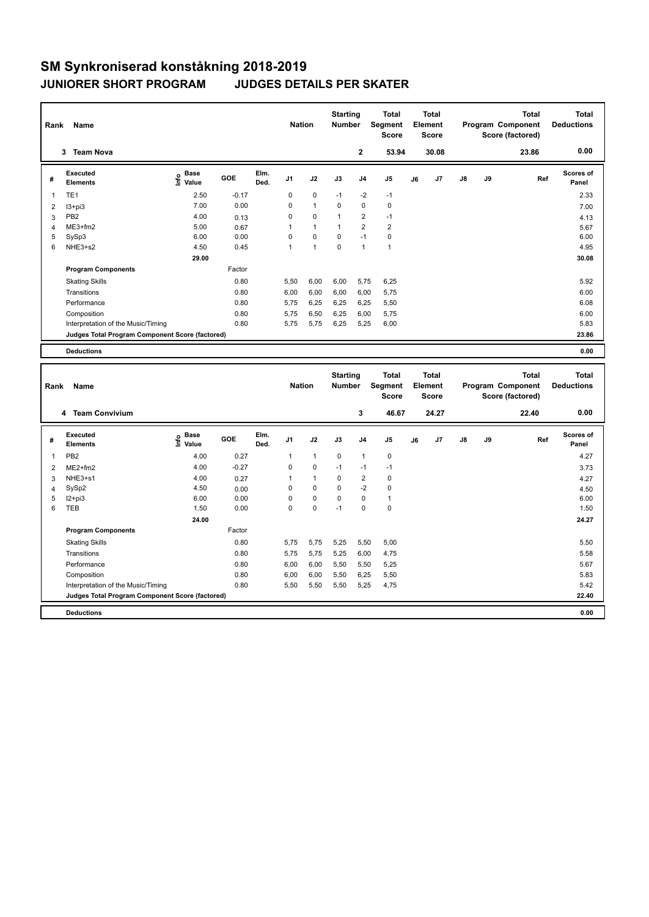# SM Synkroniserad konståkning 2018-2019

## JUNIORER SHORT PROGRAM JUDGES DETAILS PER SKATER

| Rank | Name | Nation | Starting Number | Total Segment Score | Total Element Score | Total Program Component Score (factored) | Total Deductions |
|---|---|---|---|---|---|---|---|
| 3 | Team Nova | | 2 | 53.94 | 30.08 | 23.86 | 0.00 |

| # | Executed Elements | Info | Base Value | GOE | Elm. Ded. | J1 | J2 | J3 | J4 | J5 | J6 | J7 | J8 | J9 | Ref | Scores of Panel |
|---|---|---|---|---|---|---|---|---|---|---|---|---|---|---|---|---|
| 1 | TE1 | | 2.50 | -0.17 | | 0 | 0 | -1 | -2 | -1 | | | | | | 2.33 |
| 2 | I3+pi3 | | 7.00 | 0.00 | | 0 | 1 | 0 | 0 | 0 | | | | | | 7.00 |
| 3 | PB2 | | 4.00 | 0.13 | | 0 | 0 | 1 | 2 | -1 | | | | | | 4.13 |
| 4 | ME3+fm2 | | 5.00 | 0.67 | | 1 | 1 | 1 | 2 | 2 | | | | | | 5.67 |
| 5 | SySp3 | | 6.00 | 0.00 | | 0 | 0 | 0 | -1 | 0 | | | | | | 6.00 |
| 6 | NHE3+s2 | | 4.50 | 0.45 | | 1 | 1 | 0 | 1 | 1 | | | | | | 4.95 |
| | | | 29.00 | | | | | | | | | | | | | 30.08 |

| Program Components | Factor | J1 | J2 | J3 | J4 | J5 | J6 | J7 | J8 | J9 | Scores of Panel |
|---|---|---|---|---|---|---|---|---|---|---|---|
| Skating Skills | 0.80 | 5,50 | 6,00 | 6,00 | 5,75 | 6,25 | | | | | 5.92 |
| Transitions | 0.80 | 6,00 | 6,00 | 6,00 | 6,00 | 5,75 | | | | | 6.00 |
| Performance | 0.80 | 5,75 | 6,25 | 6,25 | 6,25 | 5,50 | | | | | 6.08 |
| Composition | 0.80 | 5,75 | 6,50 | 6,25 | 6,00 | 5,75 | | | | | 6.00 |
| Interpretation of the Music/Timing | 0.80 | 5,75 | 5,75 | 6,25 | 5,25 | 6,00 | | | | | 5.83 |
| Judges Total Program Component Score (factored) | | | | | | | | | | | 23.86 |

**Deductions** 0.00

| Rank | Name | Nation | Starting Number | Total Segment Score | Total Element Score | Total Program Component Score (factored) | Total Deductions |
|---|---|---|---|---|---|---|---|
| 4 | Team Convivium | | 3 | 46.67 | 24.27 | 22.40 | 0.00 |

| # | Executed Elements | Info | Base Value | GOE | Elm. Ded. | J1 | J2 | J3 | J4 | J5 | J6 | J7 | J8 | J9 | Ref | Scores of Panel |
|---|---|---|---|---|---|---|---|---|---|---|---|---|---|---|---|---|
| 1 | PB2 | | 4.00 | 0.27 | | 1 | 1 | 0 | 1 | 0 | | | | | | 4.27 |
| 2 | ME2+fm2 | | 4.00 | -0.27 | | 0 | 0 | -1 | -1 | -1 | | | | | | 3.73 |
| 3 | NHE3+s1 | | 4.00 | 0.27 | | 1 | 1 | 0 | 2 | 0 | | | | | | 4.27 |
| 4 | SySp2 | | 4.50 | 0.00 | | 0 | 0 | 0 | -2 | 0 | | | | | | 4.50 |
| 5 | I2+pi3 | | 6.00 | 0.00 | | 0 | 0 | 0 | 0 | 1 | | | | | | 6.00 |
| 6 | TEB | | 1.50 | 0.00 | | 0 | 0 | -1 | 0 | 0 | | | | | | 1.50 |
| | | | 24.00 | | | | | | | | | | | | | 24.27 |

| Program Components | Factor | J1 | J2 | J3 | J4 | J5 | J6 | J7 | J8 | J9 | Scores of Panel |
|---|---|---|---|---|---|---|---|---|---|---|---|
| Skating Skills | 0.80 | 5,75 | 5,75 | 5,25 | 5,50 | 5,00 | | | | | 5.50 |
| Transitions | 0.80 | 5,75 | 5,75 | 5,25 | 6,00 | 4,75 | | | | | 5.58 |
| Performance | 0.80 | 6,00 | 6,00 | 5,50 | 5,50 | 5,25 | | | | | 5.67 |
| Composition | 0.80 | 6,00 | 6,00 | 5,50 | 6,25 | 5,50 | | | | | 5.83 |
| Interpretation of the Music/Timing | 0.80 | 5,50 | 5,50 | 5,50 | 5,25 | 4,75 | | | | | 5.42 |
| Judges Total Program Component Score (factored) | | | | | | | | | | | 22.40 |

**Deductions** 0.00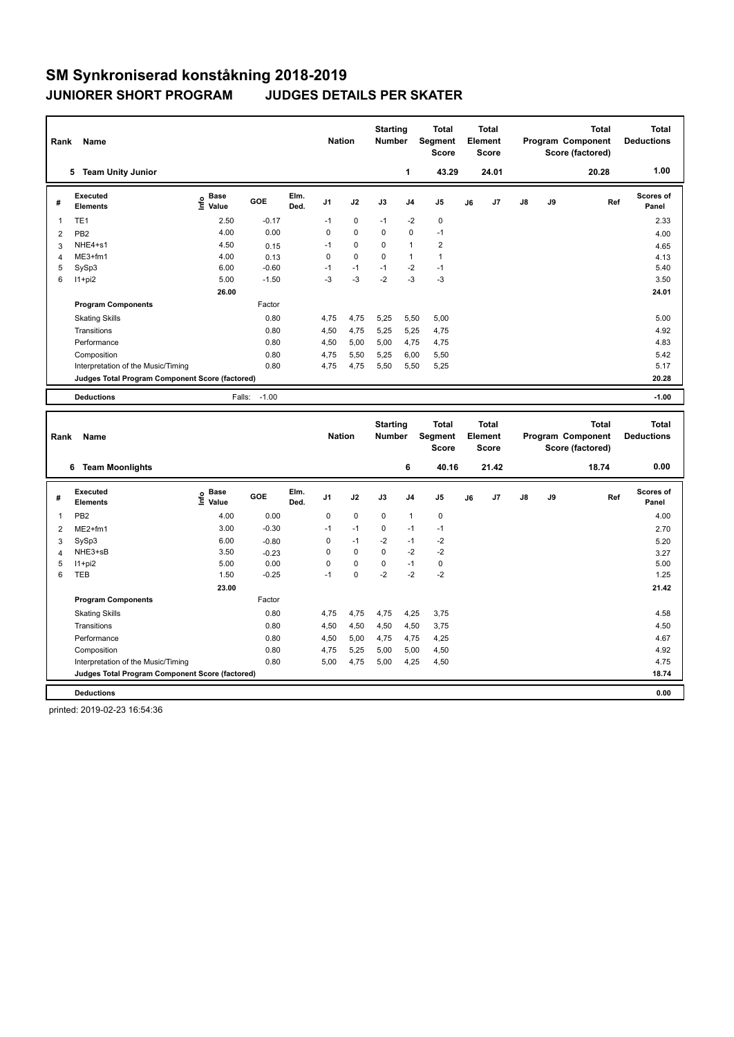# SM Synkroniserad konståkning 2018-2019

## JUNIORER SHORT PROGRAM JUDGES DETAILS PER SKATER

| Rank | Name | Nation | Starting Number | Total Segment Score | Total Element Score | Total Program Component Score (factored) | Total Deductions |
|---|---|---|---|---|---|---|---|
| 5 | Team Unity Junior | | 1 | 43.29 | 24.01 | 20.28 | 1.00 |

| # | Executed Elements | Info | Base Value | GOE | Elm. Ded. | J1 | J2 | J3 | J4 | J5 | J6 | J7 | J8 | J9 | Ref | Scores of Panel |
|---|---|---|---|---|---|---|---|---|---|---|---|---|---|---|---|---|
| 1 | TE1 | | 2.50 | -0.17 | | -1 | 0 | -1 | -2 | 0 | | | | | | 2.33 |
| 2 | PB2 | | 4.00 | 0.00 | | 0 | 0 | 0 | 0 | -1 | | | | | | 4.00 |
| 3 | NHE4+s1 | | 4.50 | 0.15 | | -1 | 0 | 0 | 1 | 2 | | | | | | 4.65 |
| 4 | ME3+fm1 | | 4.00 | 0.13 | | 0 | 0 | 0 | 1 | 1 | | | | | | 4.13 |
| 5 | SySp3 | | 6.00 | -0.60 | | -1 | -1 | -1 | -2 | -1 | | | | | | 5.40 |
| 6 | I1+pi2 | | 5.00 | -1.50 | | -3 | -3 | -2 | -3 | -3 | | | | | | 3.50 |
| | | | 26.00 | | | | | | | | | | | | | 24.01 |
| | Program Components | | | Factor | | | | | | | | | | | | |
| | Skating Skills | | | 0.80 | | 4,75 | 4,75 | 5,25 | 5,50 | 5,00 | | | | | | 5.00 |
| | Transitions | | | 0.80 | | 4,50 | 4,75 | 5,25 | 5,25 | 4,75 | | | | | | 4.92 |
| | Performance | | | 0.80 | | 4,50 | 5,00 | 5,00 | 4,75 | 4,75 | | | | | | 4.83 |
| | Composition | | | 0.80 | | 4,75 | 5,50 | 5,25 | 6,00 | 5,50 | | | | | | 5.42 |
| | Interpretation of the Music/Timing | | | 0.80 | | 4,75 | 4,75 | 5,50 | 5,50 | 5,25 | | | | | | 5.17 |
| | Judges Total Program Component Score (factored) | | | | | | | | | | | | | | | 20.28 |
| | Deductions | | Falls: | -1.00 | | | | | | | | | | | | -1.00 |

| Rank | Name | Nation | Starting Number | Total Segment Score | Total Element Score | Total Program Component Score (factored) | Total Deductions |
|---|---|---|---|---|---|---|---|
| 6 | Team Moonlights | | 6 | 40.16 | 21.42 | 18.74 | 0.00 |

| # | Executed Elements | Info | Base Value | GOE | Elm. Ded. | J1 | J2 | J3 | J4 | J5 | J6 | J7 | J8 | J9 | Ref | Scores of Panel |
|---|---|---|---|---|---|---|---|---|---|---|---|---|---|---|---|---|
| 1 | PB2 | | 4.00 | 0.00 | | 0 | 0 | 0 | 1 | 0 | | | | | | 4.00 |
| 2 | ME2+fm1 | | 3.00 | -0.30 | | -1 | -1 | 0 | -1 | -1 | | | | | | 2.70 |
| 3 | SySp3 | | 6.00 | -0.80 | | 0 | -1 | -2 | -1 | -2 | | | | | | 5.20 |
| 4 | NHE3+sB | | 3.50 | -0.23 | | 0 | 0 | 0 | -2 | -2 | | | | | | 3.27 |
| 5 | I1+pi2 | | 5.00 | 0.00 | | 0 | 0 | 0 | -1 | 0 | | | | | | 5.00 |
| 6 | TEB | | 1.50 | -0.25 | | -1 | 0 | -2 | -2 | -2 | | | | | | 1.25 |
| | | | 23.00 | | | | | | | | | | | | | 21.42 |
| | Program Components | | | Factor | | | | | | | | | | | | |
| | Skating Skills | | | 0.80 | | 4,75 | 4,75 | 4,75 | 4,25 | 3,75 | | | | | | 4.58 |
| | Transitions | | | 0.80 | | 4,50 | 4,50 | 4,50 | 4,50 | 3,75 | | | | | | 4.50 |
| | Performance | | | 0.80 | | 4,50 | 5,00 | 4,75 | 4,75 | 4,25 | | | | | | 4.67 |
| | Composition | | | 0.80 | | 4,75 | 5,25 | 5,00 | 5,00 | 4,50 | | | | | | 4.92 |
| | Interpretation of the Music/Timing | | | 0.80 | | 5,00 | 4,75 | 5,00 | 4,25 | 4,50 | | | | | | 4.75 |
| | Judges Total Program Component Score (factored) | | | | | | | | | | | | | | | 18.74 |
| | Deductions | | | | | | | | | | | | | | | 0.00 |

printed: 2019-02-23 16:54:36